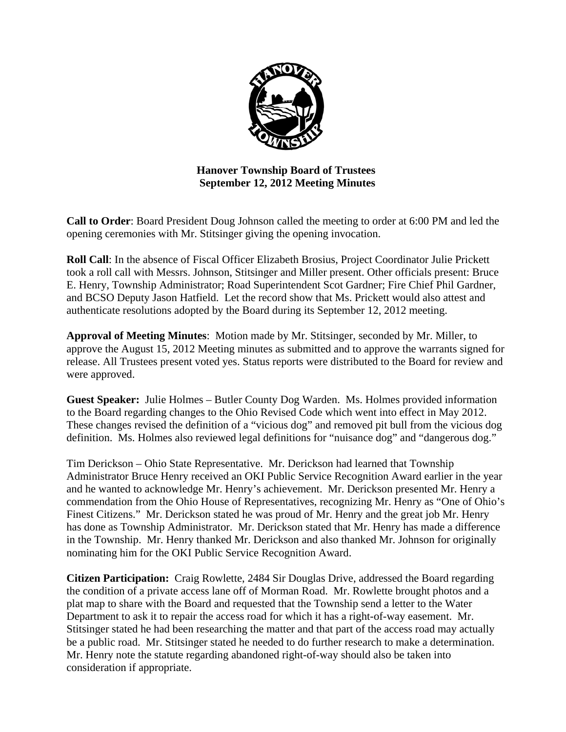# Hanover Township Board of Trustees
## September 12, 2012 Meeting Minutes

**Call to Order**: Board President Doug Johnson called the meeting to order at 6:00 PM and led the opening ceremonies with Mr. Stitsinger giving the opening invocation.

**Roll Call**: In the absence of Fiscal Officer Elizabeth Brosius, Project Coordinator Julie Prickett took a roll call with Messrs. Johnson, Stitsinger and Miller present. Other officials present: Bruce E. Henry, Township Administrator; Road Superintendent Scot Gardner; Fire Chief Phil Gardner, and BCSO Deputy Jason Hatfield. Let the record show that Ms. Prickett would also attest and authenticate resolutions adopted by the Board during its September 12, 2012 meeting.

**Approval of Meeting Minutes**: Motion made by Mr. Stitsinger, seconded by Mr. Miller, to approve the August 15, 2012 Meeting minutes as submitted and to approve the warrants signed for release. All Trustees present voted yes. Status reports were distributed to the Board for review and were approved.

**Guest Speaker:** Julie Holmes – Butler County Dog Warden. Ms. Holmes provided information to the Board regarding changes to the Ohio Revised Code which went into effect in May 2012. These changes revised the definition of a "vicious dog" and removed pit bull from the vicious dog definition. Ms. Holmes also reviewed legal definitions for "nuisance dog" and "dangerous dog."

Tim Derickson – Ohio State Representative. Mr. Derickson had learned that Township Administrator Bruce Henry received an OKI Public Service Recognition Award earlier in the year and he wanted to acknowledge Mr. Henry's achievement. Mr. Derickson presented Mr. Henry a commendation from the Ohio House of Representatives, recognizing Mr. Henry as "One of Ohio's Finest Citizens." Mr. Derickson stated he was proud of Mr. Henry and the great job Mr. Henry has done as Township Administrator. Mr. Derickson stated that Mr. Henry has made a difference in the Township. Mr. Henry thanked Mr. Derickson and also thanked Mr. Johnson for originally nominating him for the OKI Public Service Recognition Award.

**Citizen Participation:** Craig Rowlette, 2484 Sir Douglas Drive, addressed the Board regarding the condition of a private access lane off of Morman Road. Mr. Rowlette brought photos and a plat map to share with the Board and requested that the Township send a letter to the Water Department to ask it to repair the access road for which it has a right-of-way easement. Mr. Stitsinger stated he had been researching the matter and that part of the access road may actually be a public road. Mr. Stitsinger stated he needed to do further research to make a determination. Mr. Henry note the statute regarding abandoned right-of-way should also be taken into consideration if appropriate.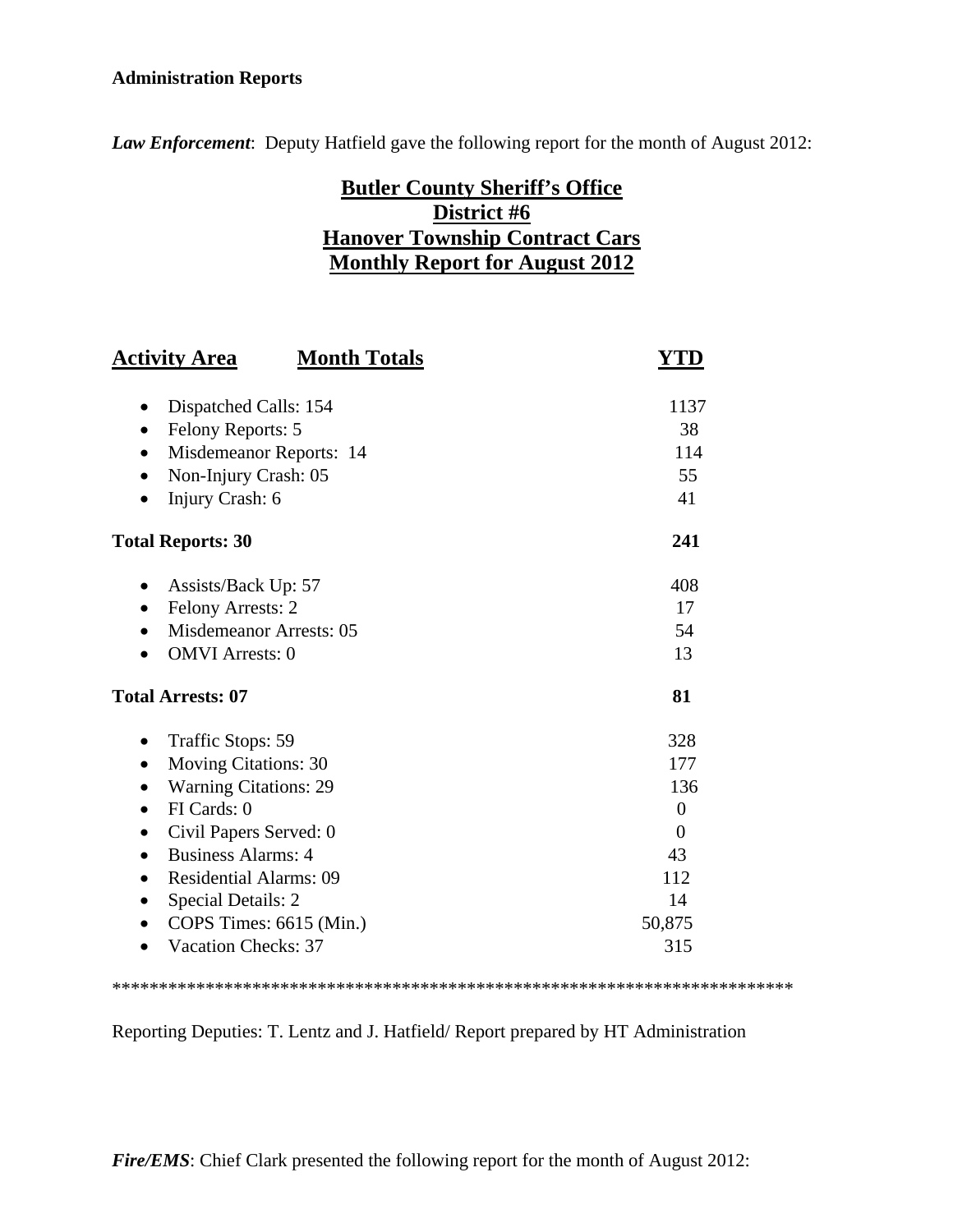**Administration Reports**

***Law Enforcement***: Deputy Hatfield gave the following report for the month of August 2012:

## Butler County Sheriff's Office
## District #6
## Hanover Township Contract Cars
## Monthly Report for August 2012

| Activity Area | Month Totals | YTD |
|---|---|---|
| • Dispatched Calls: 154 | | 1137 |
| • Felony Reports: 5 | | 38 |
| • Misdemeanor Reports: 14 | | 114 |
| • Non-Injury Crash: 05 | | 55 |
| • Injury Crash: 6 | | 41 |
| **Total Reports: 30** | | **241** |
| • Assists/Back Up: 57 | | 408 |
| • Felony Arrests: 2 | | 17 |
| • Misdemeanor Arrests: 05 | | 54 |
| • OMVI Arrests: 0 | | 13 |
| **Total Arrests: 07** | | **81** |
| • Traffic Stops: 59 | | 328 |
| • Moving Citations: 30 | | 177 |
| • Warning Citations: 29 | | 136 |
| • FI Cards: 0 | | 0 |
| • Civil Papers Served: 0 | | 0 |
| • Business Alarms: 4 | | 43 |
| • Residential Alarms: 09 | | 112 |
| • Special Details: 2 | | 14 |
| • COPS Times: 6615 (Min.) | | 50,875 |
| • Vacation Checks: 37 | | 315 |

*************************************************************************

Reporting Deputies: T. Lentz and J. Hatfield/ Report prepared by HT Administration

***Fire/EMS***: Chief Clark presented the following report for the month of August 2012: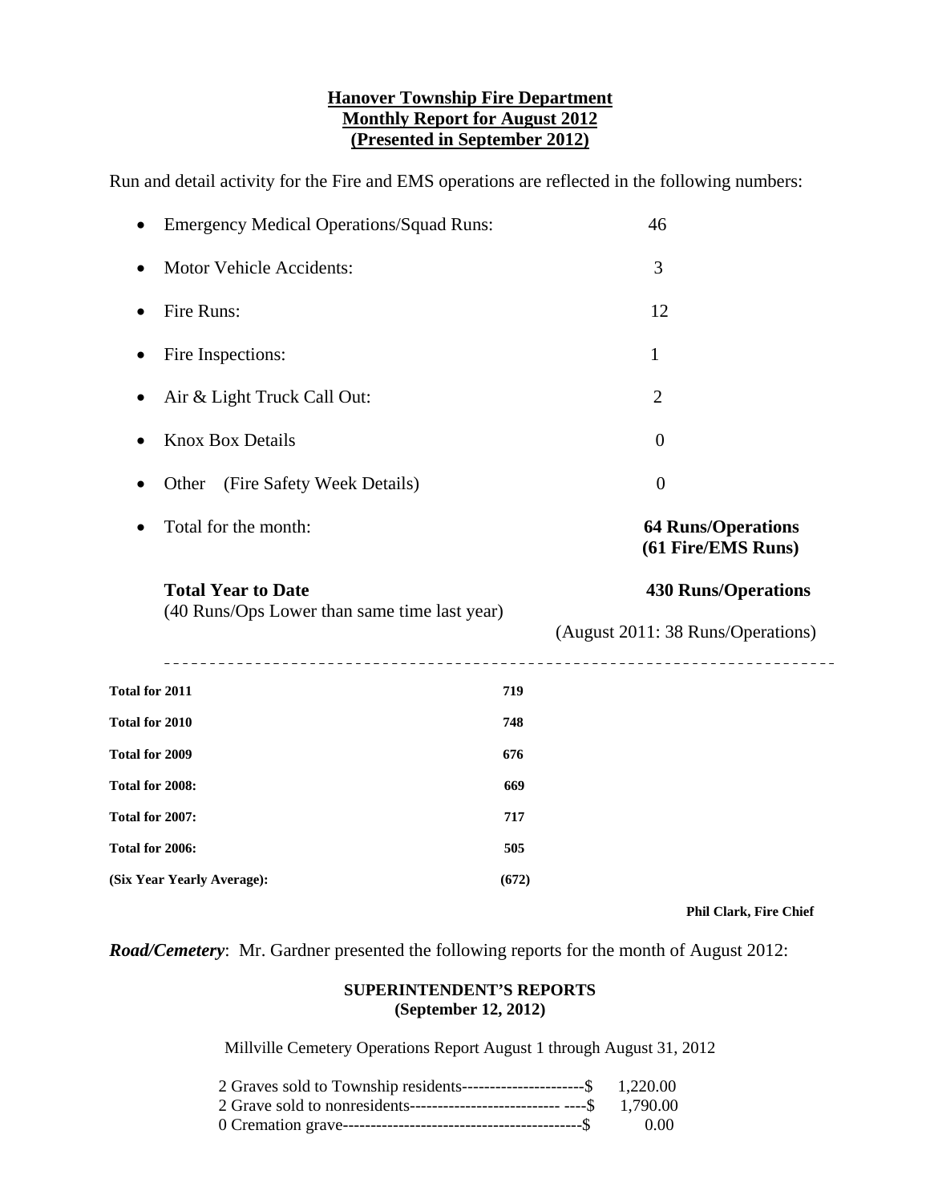**Hanover Township Fire Department**
**Monthly Report for August 2012**
**(Presented in September 2012)**

Run and detail activity for the Fire and EMS operations are reflected in the following numbers:

- Emergency Medical Operations/Squad Runs: 46
- Motor Vehicle Accidents: 3
- Fire Runs: 12
- Fire Inspections: 1
- Air & Light Truck Call Out: 2
- Knox Box Details 0
- Other (Fire Safety Week Details) 0
- Total for the month: **64 Runs/Operations (61 Fire/EMS Runs)**

**Total Year to Date** **430 Runs/Operations**
(40 Runs/Ops Lower than same time last year)

(August 2011: 38 Runs/Operations)

---

| | |
|---|---|
| **Total for 2011** | **719** |
| **Total for 2010** | **748** |
| **Total for 2009** | **676** |
| **Total for 2008:** | **669** |
| **Total for 2007:** | **717** |
| **Total for 2006:** | **505** |
| **(Six Year Yearly Average):** | **(672)** |

**Phil Clark, Fire Chief**

***Road/Cemetery***: Mr. Gardner presented the following reports for the month of August 2012:

**SUPERINTENDENT'S REPORTS**
**(September 12, 2012)**

Millville Cemetery Operations Report August 1 through August 31, 2012

2 Graves sold to Township residents----------------------$ 1,220.00
2 Grave sold to nonresidents--------------------------- ----$ 1,790.00
0 Cremation grave-------------------------------------------$ 0.00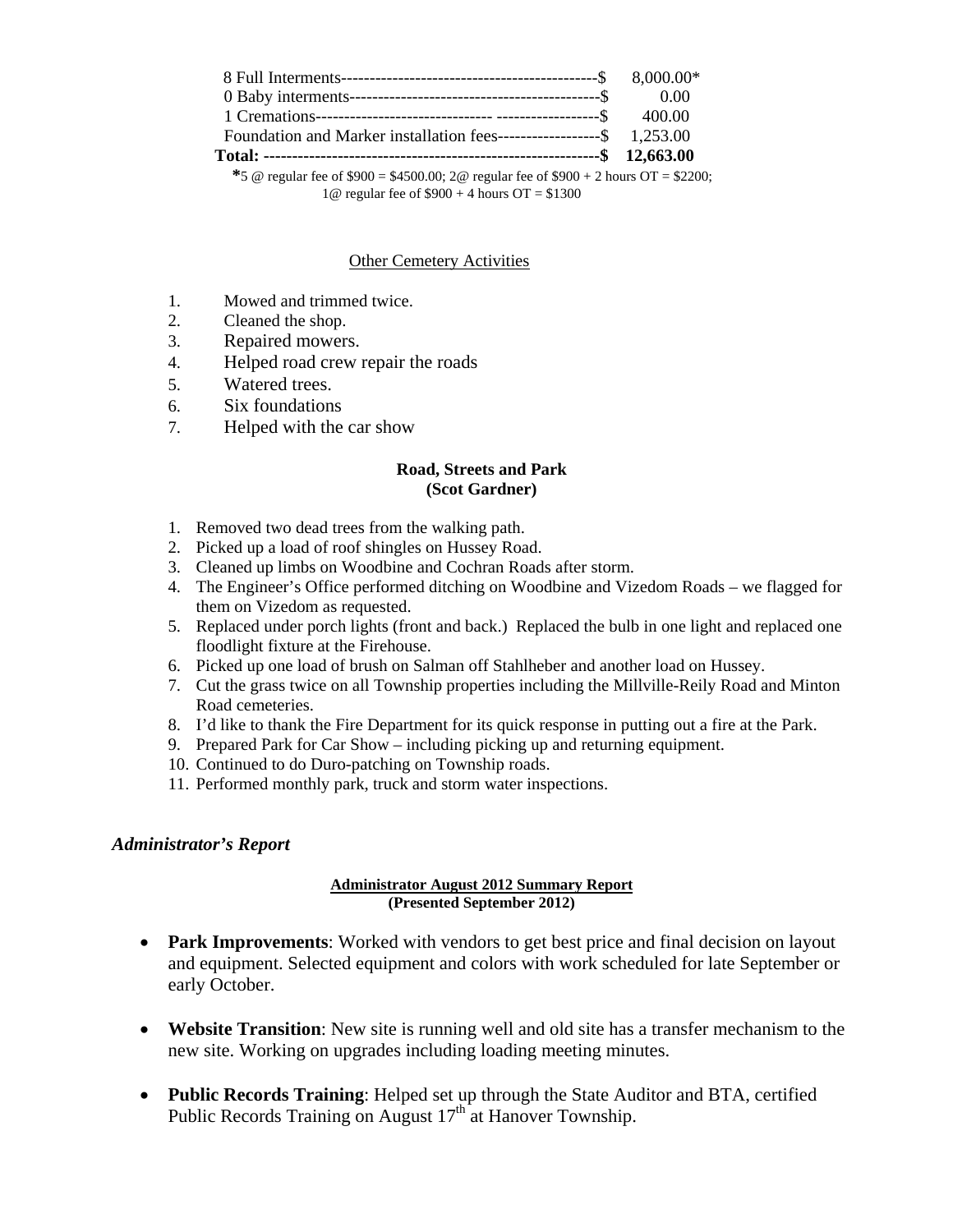| | |
|---|---|
| 8 Full Interments---------------------------------------------$ | 8,000.00* |
| 0 Baby interments---------------------------------------------$ | 0.00 |
| 1 Cremations------------------------------ ------------------$ | 400.00 |
| Foundation and Marker installation fees------------------$ | 1,253.00 |
| **Total: ----------------------------------------------------------$** | **12,663.00** |

*5 @ regular fee of $900 = $4500.00; 2@ regular fee of $900 + 2 hours OT = $2200; 1@ regular fee of $900 + 4 hours OT = $1300

Other Cemetery Activities

1. Mowed and trimmed twice.
2. Cleaned the shop.
3. Repaired mowers.
4. Helped road crew repair the roads
5. Watered trees.
6. Six foundations
7. Helped with the car show

**Road, Streets and Park**
**(Scot Gardner)**

1. Removed two dead trees from the walking path.
2. Picked up a load of roof shingles on Hussey Road.
3. Cleaned up limbs on Woodbine and Cochran Roads after storm.
4. The Engineer's Office performed ditching on Woodbine and Vizedom Roads – we flagged for them on Vizedom as requested.
5. Replaced under porch lights (front and back.) Replaced the bulb in one light and replaced one floodlight fixture at the Firehouse.
6. Picked up one load of brush on Salman off Stahlheber and another load on Hussey.
7. Cut the grass twice on all Township properties including the Millville-Reily Road and Minton Road cemeteries.
8. I'd like to thank the Fire Department for its quick response in putting out a fire at the Park.
9. Prepared Park for Car Show – including picking up and returning equipment.
10. Continued to do Duro-patching on Township roads.
11. Performed monthly park, truck and storm water inspections.

## *Administrator's Report*

**Administrator August 2012 Summary Report**
**(Presented September 2012)**

- **Park Improvements**: Worked with vendors to get best price and final decision on layout and equipment. Selected equipment and colors with work scheduled for late September or early October.

- **Website Transition**: New site is running well and old site has a transfer mechanism to the new site. Working on upgrades including loading meeting minutes.

- **Public Records Training**: Helped set up through the State Auditor and BTA, certified Public Records Training on August 17th at Hanover Township.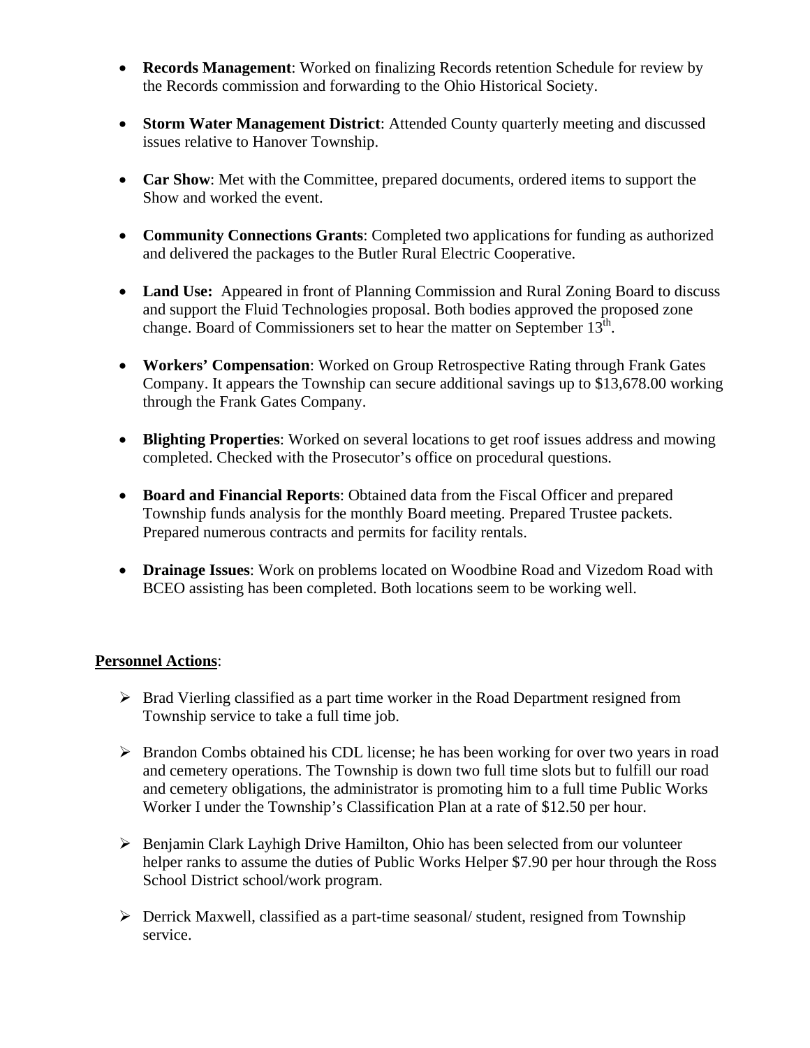- **Records Management**: Worked on finalizing Records retention Schedule for review by the Records commission and forwarding to the Ohio Historical Society.

- **Storm Water Management District**: Attended County quarterly meeting and discussed issues relative to Hanover Township.

- **Car Show**: Met with the Committee, prepared documents, ordered items to support the Show and worked the event.

- **Community Connections Grants**: Completed two applications for funding as authorized and delivered the packages to the Butler Rural Electric Cooperative.

- **Land Use:** Appeared in front of Planning Commission and Rural Zoning Board to discuss and support the Fluid Technologies proposal. Both bodies approved the proposed zone change. Board of Commissioners set to hear the matter on September 13th.

- **Workers' Compensation**: Worked on Group Retrospective Rating through Frank Gates Company. It appears the Township can secure additional savings up to $13,678.00 working through the Frank Gates Company.

- **Blighting Properties**: Worked on several locations to get roof issues address and mowing completed. Checked with the Prosecutor's office on procedural questions.

- **Board and Financial Reports**: Obtained data from the Fiscal Officer and prepared Township funds analysis for the monthly Board meeting. Prepared Trustee packets. Prepared numerous contracts and permits for facility rentals.

- **Drainage Issues**: Work on problems located on Woodbine Road and Vizedom Road with BCEO assisting has been completed. Both locations seem to be working well.

**Personnel Actions**:

- Brad Vierling classified as a part time worker in the Road Department resigned from Township service to take a full time job.

- Brandon Combs obtained his CDL license; he has been working for over two years in road and cemetery operations. The Township is down two full time slots but to fulfill our road and cemetery obligations, the administrator is promoting him to a full time Public Works Worker I under the Township's Classification Plan at a rate of $12.50 per hour.

- Benjamin Clark Layhigh Drive Hamilton, Ohio has been selected from our volunteer helper ranks to assume the duties of Public Works Helper $7.90 per hour through the Ross School District school/work program.

- Derrick Maxwell, classified as a part-time seasonal/ student, resigned from Township service.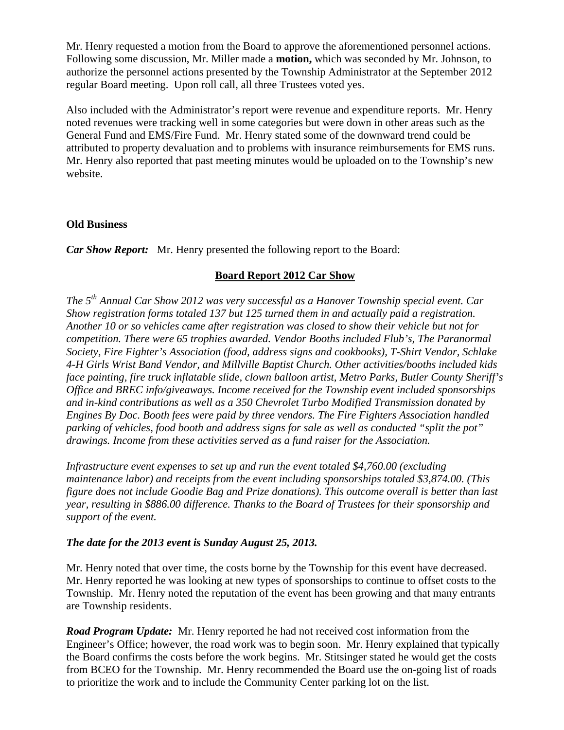Mr. Henry requested a motion from the Board to approve the aforementioned personnel actions. Following some discussion, Mr. Miller made a **motion,** which was seconded by Mr. Johnson, to authorize the personnel actions presented by the Township Administrator at the September 2012 regular Board meeting. Upon roll call, all three Trustees voted yes.

Also included with the Administrator's report were revenue and expenditure reports. Mr. Henry noted revenues were tracking well in some categories but were down in other areas such as the General Fund and EMS/Fire Fund. Mr. Henry stated some of the downward trend could be attributed to property devaluation and to problems with insurance reimbursements for EMS runs. Mr. Henry also reported that past meeting minutes would be uploaded on to the Township's new website.

**Old Business**

***Car Show Report:*** Mr. Henry presented the following report to the Board:

**Board Report 2012 Car Show**

*The 5th Annual Car Show 2012 was very successful as a Hanover Township special event. Car Show registration forms totaled 137 but 125 turned them in and actually paid a registration. Another 10 or so vehicles came after registration was closed to show their vehicle but not for competition. There were 65 trophies awarded. Vendor Booths included Flub's, The Paranormal Society, Fire Fighter's Association (food, address signs and cookbooks), T-Shirt Vendor, Schlake 4-H Girls Wrist Band Vendor, and Millville Baptist Church. Other activities/booths included kids face painting, fire truck inflatable slide, clown balloon artist, Metro Parks, Butler County Sheriff's Office and BREC info/giveaways. Income received for the Township event included sponsorships and in-kind contributions as well as a 350 Chevrolet Turbo Modified Transmission donated by Engines By Doc. Booth fees were paid by three vendors. The Fire Fighters Association handled parking of vehicles, food booth and address signs for sale as well as conducted "split the pot" drawings. Income from these activities served as a fund raiser for the Association.*

*Infrastructure event expenses to set up and run the event totaled $4,760.00 (excluding maintenance labor) and receipts from the event including sponsorships totaled $3,874.00. (This figure does not include Goodie Bag and Prize donations). This outcome overall is better than last year, resulting in $886.00 difference. Thanks to the Board of Trustees for their sponsorship and support of the event.*

***The date for the 2013 event is Sunday August 25, 2013.***

Mr. Henry noted that over time, the costs borne by the Township for this event have decreased. Mr. Henry reported he was looking at new types of sponsorships to continue to offset costs to the Township. Mr. Henry noted the reputation of the event has been growing and that many entrants are Township residents.

***Road Program Update:*** Mr. Henry reported he had not received cost information from the Engineer's Office; however, the road work was to begin soon. Mr. Henry explained that typically the Board confirms the costs before the work begins. Mr. Stitsinger stated he would get the costs from BCEO for the Township. Mr. Henry recommended the Board use the on-going list of roads to prioritize the work and to include the Community Center parking lot on the list.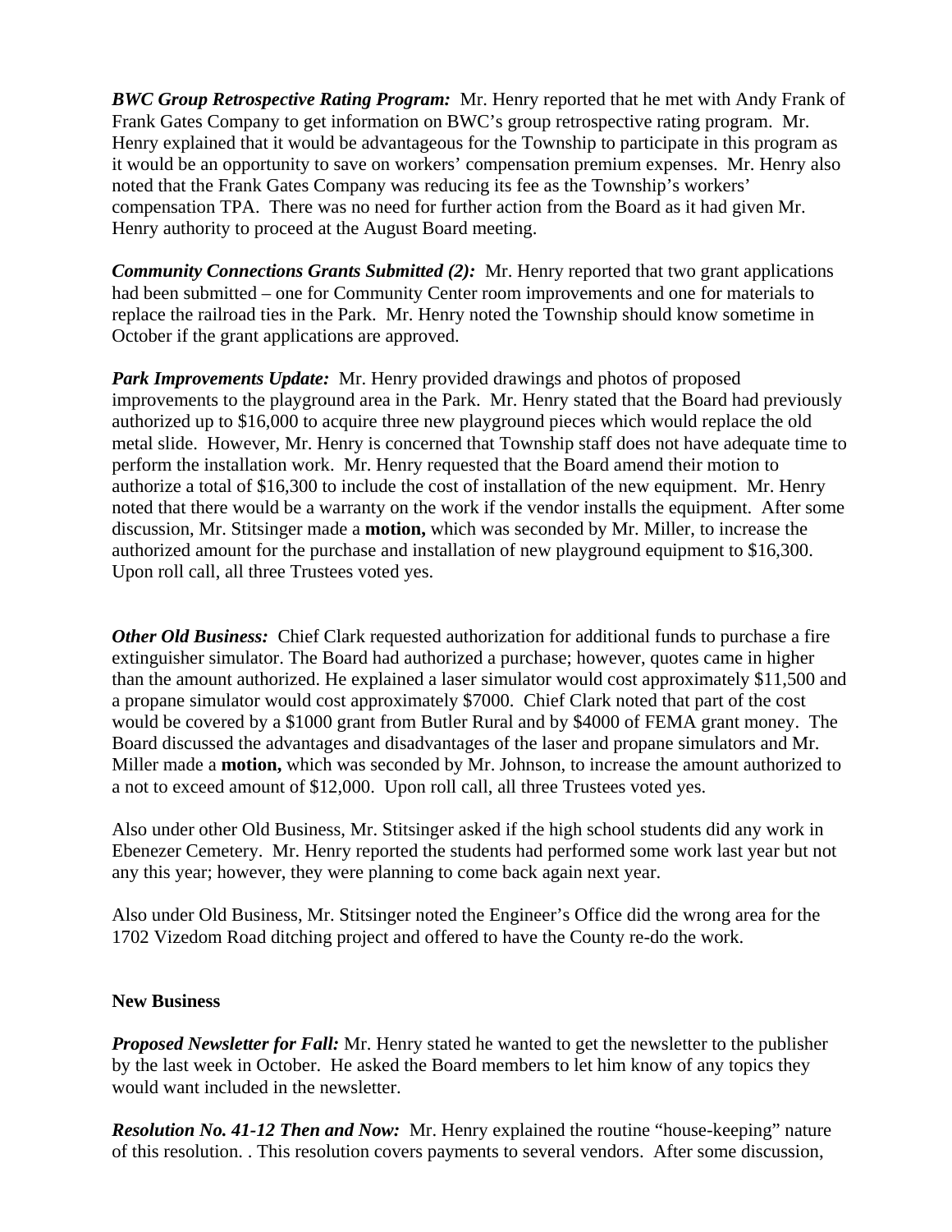***BWC Group Retrospective Rating Program:*** Mr. Henry reported that he met with Andy Frank of Frank Gates Company to get information on BWC's group retrospective rating program. Mr. Henry explained that it would be advantageous for the Township to participate in this program as it would be an opportunity to save on workers' compensation premium expenses. Mr. Henry also noted that the Frank Gates Company was reducing its fee as the Township's workers' compensation TPA. There was no need for further action from the Board as it had given Mr. Henry authority to proceed at the August Board meeting.

***Community Connections Grants Submitted (2):*** Mr. Henry reported that two grant applications had been submitted – one for Community Center room improvements and one for materials to replace the railroad ties in the Park. Mr. Henry noted the Township should know sometime in October if the grant applications are approved.

***Park Improvements Update:*** Mr. Henry provided drawings and photos of proposed improvements to the playground area in the Park. Mr. Henry stated that the Board had previously authorized up to $16,000 to acquire three new playground pieces which would replace the old metal slide. However, Mr. Henry is concerned that Township staff does not have adequate time to perform the installation work. Mr. Henry requested that the Board amend their motion to authorize a total of $16,300 to include the cost of installation of the new equipment. Mr. Henry noted that there would be a warranty on the work if the vendor installs the equipment. After some discussion, Mr. Stitsinger made a **motion,** which was seconded by Mr. Miller, to increase the authorized amount for the purchase and installation of new playground equipment to $16,300. Upon roll call, all three Trustees voted yes.

***Other Old Business:*** Chief Clark requested authorization for additional funds to purchase a fire extinguisher simulator. The Board had authorized a purchase; however, quotes came in higher than the amount authorized. He explained a laser simulator would cost approximately $11,500 and a propane simulator would cost approximately $7000. Chief Clark noted that part of the cost would be covered by a $1000 grant from Butler Rural and by $4000 of FEMA grant money. The Board discussed the advantages and disadvantages of the laser and propane simulators and Mr. Miller made a **motion,** which was seconded by Mr. Johnson, to increase the amount authorized to a not to exceed amount of $12,000. Upon roll call, all three Trustees voted yes.

Also under other Old Business, Mr. Stitsinger asked if the high school students did any work in Ebenezer Cemetery. Mr. Henry reported the students had performed some work last year but not any this year; however, they were planning to come back again next year.

Also under Old Business, Mr. Stitsinger noted the Engineer's Office did the wrong area for the 1702 Vizedom Road ditching project and offered to have the County re-do the work.

**New Business**

***Proposed Newsletter for Fall:*** Mr. Henry stated he wanted to get the newsletter to the publisher by the last week in October. He asked the Board members to let him know of any topics they would want included in the newsletter.

***Resolution No. 41-12 Then and Now:*** Mr. Henry explained the routine "house-keeping" nature of this resolution. . This resolution covers payments to several vendors. After some discussion,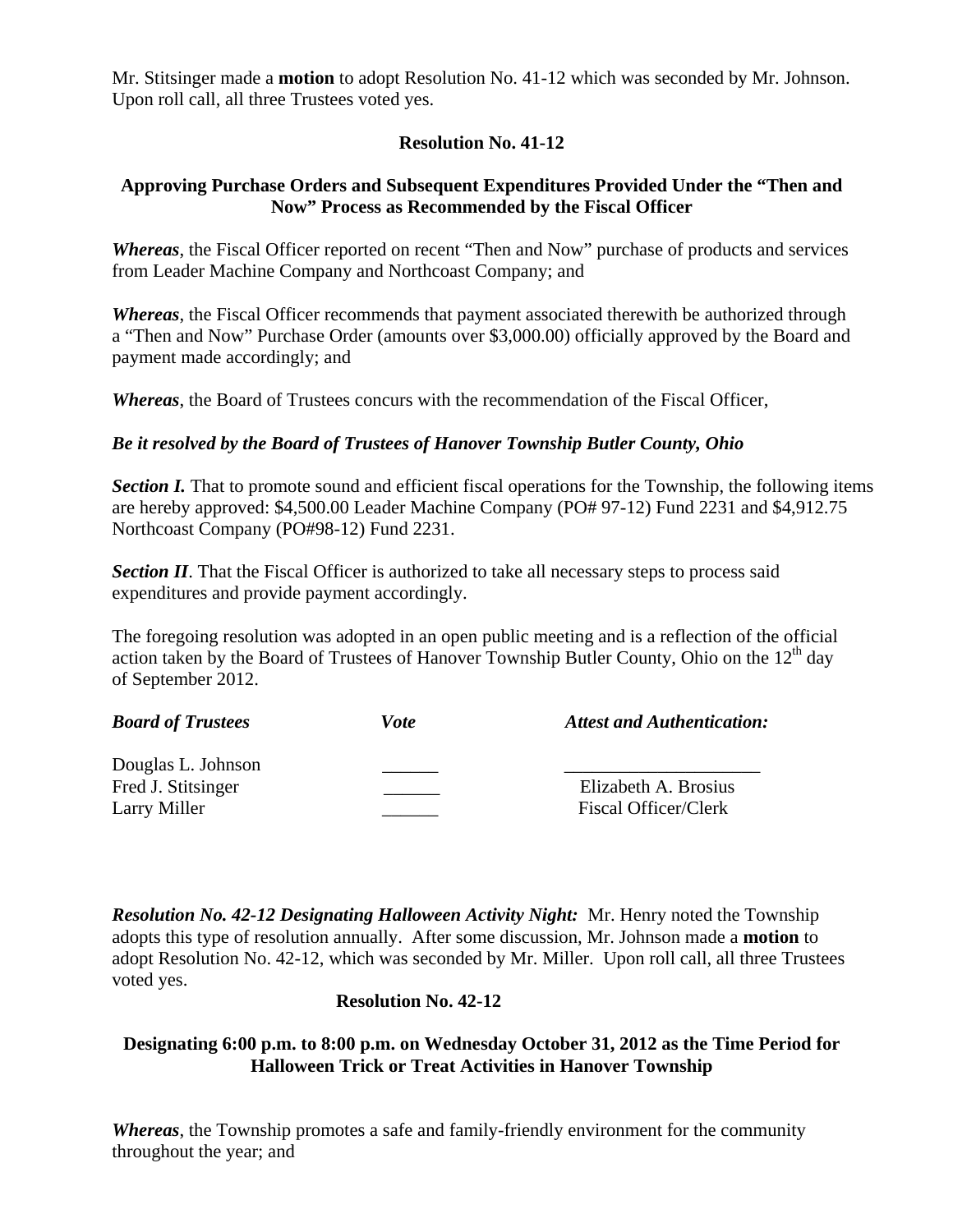Mr. Stitsinger made a **motion** to adopt Resolution No. 41-12 which was seconded by Mr. Johnson. Upon roll call, all three Trustees voted yes.

**Resolution No. 41-12**

**Approving Purchase Orders and Subsequent Expenditures Provided Under the "Then and Now" Process as Recommended by the Fiscal Officer**

***Whereas***, the Fiscal Officer reported on recent "Then and Now" purchase of products and services from Leader Machine Company and Northcoast Company; and

***Whereas***, the Fiscal Officer recommends that payment associated therewith be authorized through a "Then and Now" Purchase Order (amounts over $3,000.00) officially approved by the Board and payment made accordingly; and

***Whereas***, the Board of Trustees concurs with the recommendation of the Fiscal Officer,

***Be it resolved by the Board of Trustees of Hanover Township Butler County, Ohio***

***Section I.*** That to promote sound and efficient fiscal operations for the Township, the following items are hereby approved: $4,500.00 Leader Machine Company (PO# 97-12) Fund 2231 and $4,912.75 Northcoast Company (PO#98-12) Fund 2231.

***Section II***. That the Fiscal Officer is authorized to take all necessary steps to process said expenditures and provide payment accordingly.

The foregoing resolution was adopted in an open public meeting and is a reflection of the official action taken by the Board of Trustees of Hanover Township Butler County, Ohio on the 12th day of September 2012.

| ***Board of Trustees*** | ***Vote*** | ***Attest and Authentication:*** |
|---|---|---|
| Douglas L. Johnson | ______ | _____________________ |
| Fred J. Stitsinger | ______ | Elizabeth A. Brosius |
| Larry Miller | ______ | Fiscal Officer/Clerk |

***Resolution No. 42-12 Designating Halloween Activity Night:*** Mr. Henry noted the Township adopts this type of resolution annually. After some discussion, Mr. Johnson made a **motion** to adopt Resolution No. 42-12, which was seconded by Mr. Miller. Upon roll call, all three Trustees voted yes.

**Resolution No. 42-12**

**Designating 6:00 p.m. to 8:00 p.m. on Wednesday October 31, 2012 as the Time Period for Halloween Trick or Treat Activities in Hanover Township**

***Whereas***, the Township promotes a safe and family-friendly environment for the community throughout the year; and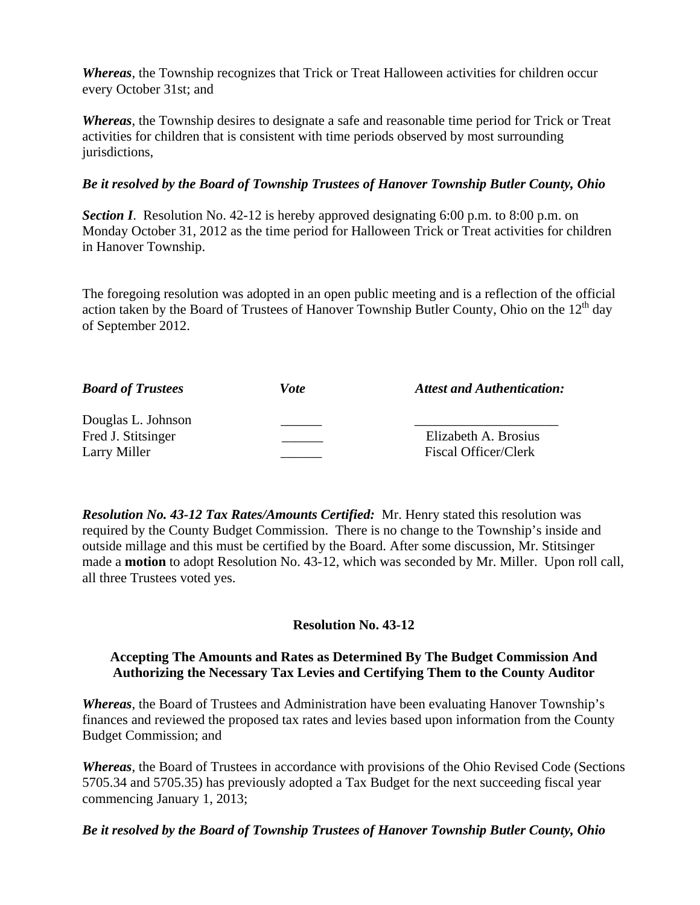*Whereas*, the Township recognizes that Trick or Treat Halloween activities for children occur every October 31st; and

*Whereas*, the Township desires to designate a safe and reasonable time period for Trick or Treat activities for children that is consistent with time periods observed by most surrounding jurisdictions,

***Be it resolved by the Board of Township Trustees of Hanover Township Butler County, Ohio***

***Section I***. Resolution No. 42-12 is hereby approved designating 6:00 p.m. to 8:00 p.m. on Monday October 31, 2012 as the time period for Halloween Trick or Treat activities for children in Hanover Township.

The foregoing resolution was adopted in an open public meeting and is a reflection of the official action taken by the Board of Trustees of Hanover Township Butler County, Ohio on the 12th day of September 2012.

| ***Board of Trustees*** | ***Vote*** | ***Attest and Authentication:*** |
|---|---|---|
| Douglas L. Johnson | ______ | _____________________ |
| Fred J. Stitsinger | ______ | Elizabeth A. Brosius |
| Larry Miller | ______ | Fiscal Officer/Clerk |

***Resolution No. 43-12 Tax Rates/Amounts Certified:*** Mr. Henry stated this resolution was required by the County Budget Commission. There is no change to the Township's inside and outside millage and this must be certified by the Board. After some discussion, Mr. Stitsinger made a **motion** to adopt Resolution No. 43-12, which was seconded by Mr. Miller. Upon roll call, all three Trustees voted yes.

**Resolution No. 43-12**

**Accepting The Amounts and Rates as Determined By The Budget Commission And Authorizing the Necessary Tax Levies and Certifying Them to the County Auditor**

*Whereas*, the Board of Trustees and Administration have been evaluating Hanover Township's finances and reviewed the proposed tax rates and levies based upon information from the County Budget Commission; and

*Whereas*, the Board of Trustees in accordance with provisions of the Ohio Revised Code (Sections 5705.34 and 5705.35) has previously adopted a Tax Budget for the next succeeding fiscal year commencing January 1, 2013;

***Be it resolved by the Board of Township Trustees of Hanover Township Butler County, Ohio***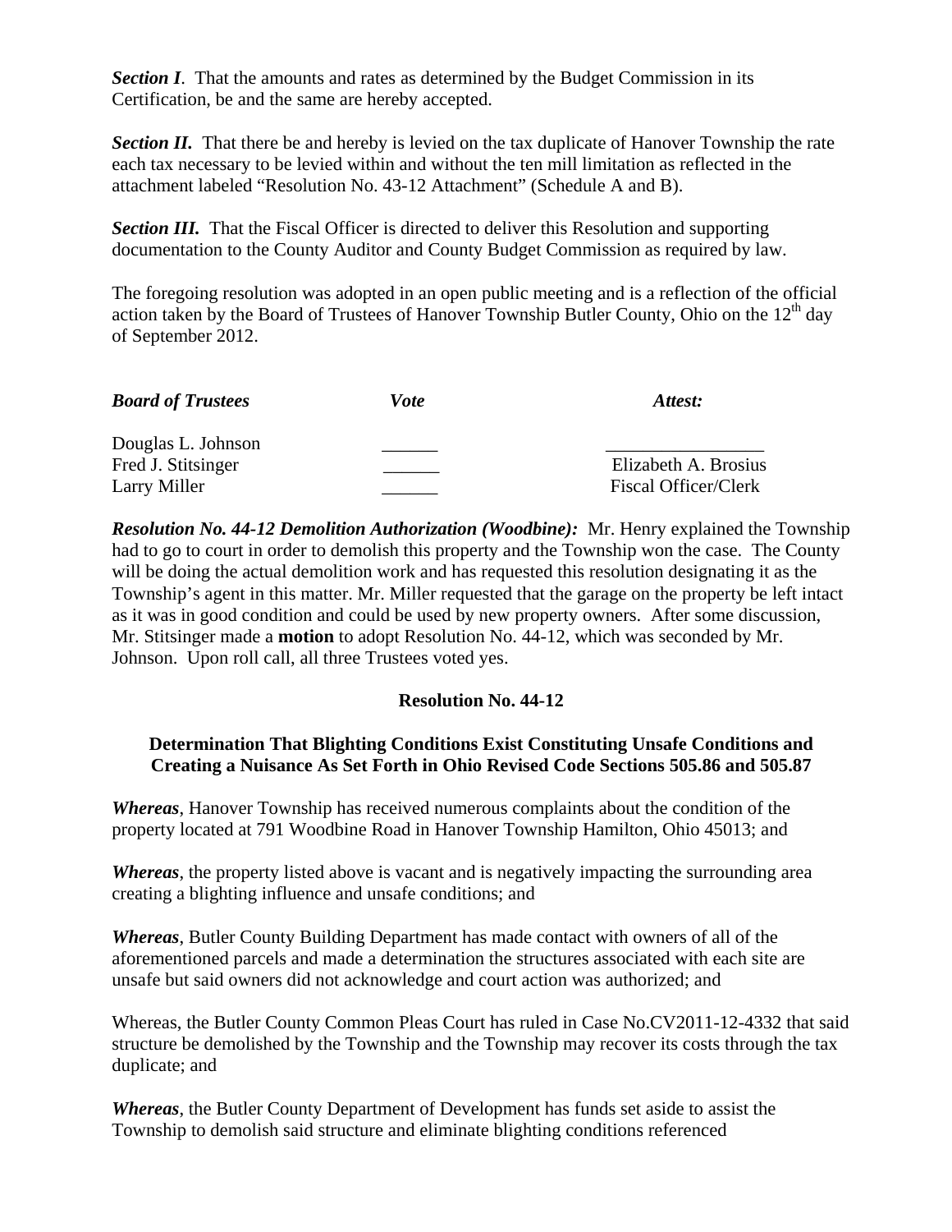***Section I***. That the amounts and rates as determined by the Budget Commission in its Certification, be and the same are hereby accepted.

***Section II.*** That there be and hereby is levied on the tax duplicate of Hanover Township the rate each tax necessary to be levied within and without the ten mill limitation as reflected in the attachment labeled "Resolution No. 43-12 Attachment" (Schedule A and B).

***Section III.*** That the Fiscal Officer is directed to deliver this Resolution and supporting documentation to the County Auditor and County Budget Commission as required by law.

The foregoing resolution was adopted in an open public meeting and is a reflection of the official action taken by the Board of Trustees of Hanover Township Butler County, Ohio on the 12th day of September 2012.

| ***Board of Trustees*** | ***Vote*** | ***Attest:*** |
|---|---|---|
| Douglas L. Johnson | ______ | _________________ |
| Fred J. Stitsinger | ______ | Elizabeth A. Brosius |
| Larry Miller | ______ | Fiscal Officer/Clerk |

***Resolution No. 44-12 Demolition Authorization (Woodbine):*** Mr. Henry explained the Township had to go to court in order to demolish this property and the Township won the case. The County will be doing the actual demolition work and has requested this resolution designating it as the Township's agent in this matter. Mr. Miller requested that the garage on the property be left intact as it was in good condition and could be used by new property owners. After some discussion, Mr. Stitsinger made a **motion** to adopt Resolution No. 44-12, which was seconded by Mr. Johnson. Upon roll call, all three Trustees voted yes.

**Resolution No. 44-12**

**Determination That Blighting Conditions Exist Constituting Unsafe Conditions and Creating a Nuisance As Set Forth in Ohio Revised Code Sections 505.86 and 505.87**

***Whereas***, Hanover Township has received numerous complaints about the condition of the property located at 791 Woodbine Road in Hanover Township Hamilton, Ohio 45013; and

***Whereas***, the property listed above is vacant and is negatively impacting the surrounding area creating a blighting influence and unsafe conditions; and

***Whereas***, Butler County Building Department has made contact with owners of all of the aforementioned parcels and made a determination the structures associated with each site are unsafe but said owners did not acknowledge and court action was authorized; and

Whereas, the Butler County Common Pleas Court has ruled in Case No.CV2011-12-4332 that said structure be demolished by the Township and the Township may recover its costs through the tax duplicate; and

***Whereas***, the Butler County Department of Development has funds set aside to assist the Township to demolish said structure and eliminate blighting conditions referenced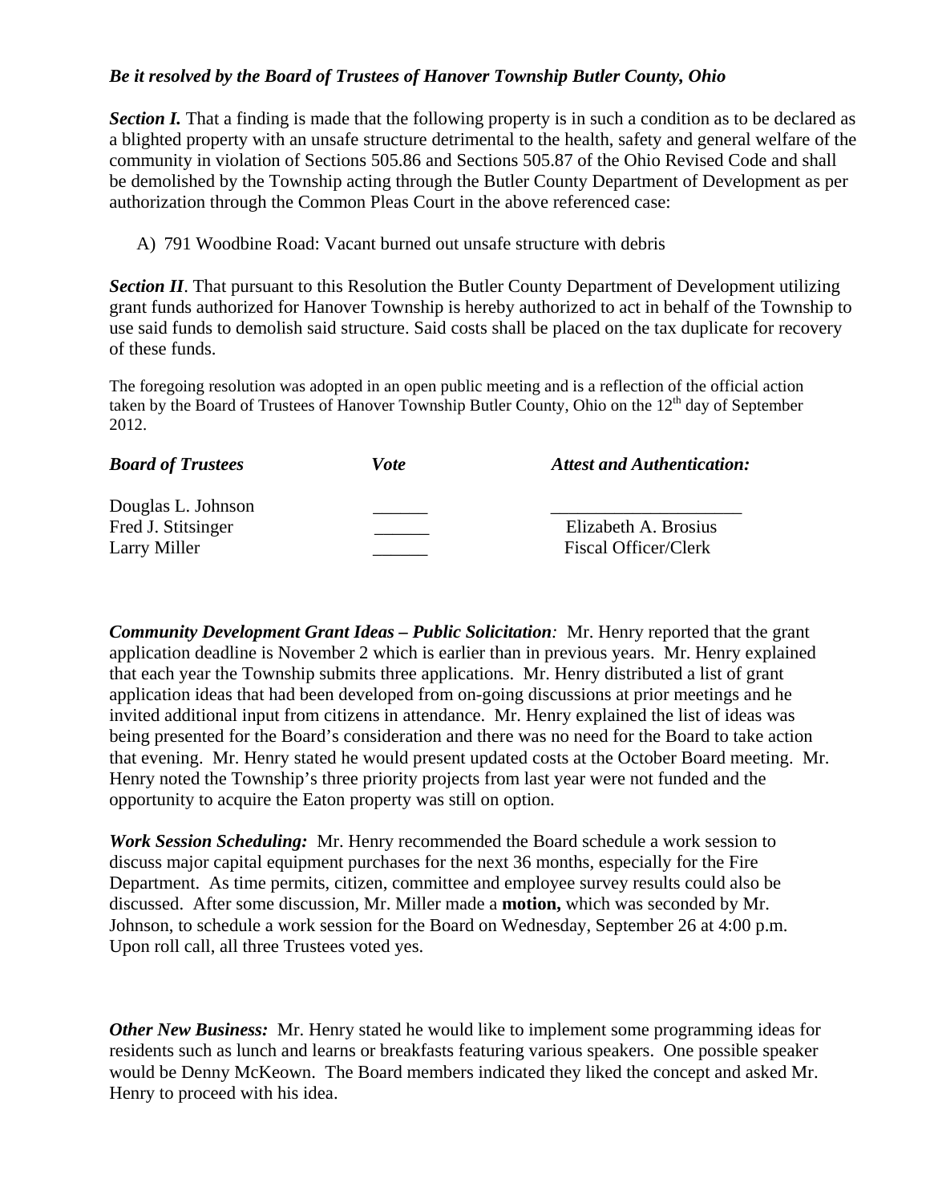***Be it resolved by the Board of Trustees of Hanover Township Butler County, Ohio***

***Section I.*** That a finding is made that the following property is in such a condition as to be declared as a blighted property with an unsafe structure detrimental to the health, safety and general welfare of the community in violation of Sections 505.86 and Sections 505.87 of the Ohio Revised Code and shall be demolished by the Township acting through the Butler County Department of Development as per authorization through the Common Pleas Court in the above referenced case:

A) 791 Woodbine Road: Vacant burned out unsafe structure with debris

***Section II***. That pursuant to this Resolution the Butler County Department of Development utilizing grant funds authorized for Hanover Township is hereby authorized to act in behalf of the Township to use said funds to demolish said structure. Said costs shall be placed on the tax duplicate for recovery of these funds.

The foregoing resolution was adopted in an open public meeting and is a reflection of the official action taken by the Board of Trustees of Hanover Township Butler County, Ohio on the 12th day of September 2012.

| ***Board of Trustees*** | ***Vote*** | ***Attest and Authentication:*** |
|---|---|---|
| Douglas L. Johnson | ______ | ____________________ |
| Fred J. Stitsinger | ______ | Elizabeth A. Brosius |
| Larry Miller | ______ | Fiscal Officer/Clerk |

***Community Development Grant Ideas – Public Solicitation****:* Mr. Henry reported that the grant application deadline is November 2 which is earlier than in previous years. Mr. Henry explained that each year the Township submits three applications. Mr. Henry distributed a list of grant application ideas that had been developed from on-going discussions at prior meetings and he invited additional input from citizens in attendance. Mr. Henry explained the list of ideas was being presented for the Board's consideration and there was no need for the Board to take action that evening. Mr. Henry stated he would present updated costs at the October Board meeting. Mr. Henry noted the Township's three priority projects from last year were not funded and the opportunity to acquire the Eaton property was still on option.

***Work Session Scheduling:*** Mr. Henry recommended the Board schedule a work session to discuss major capital equipment purchases for the next 36 months, especially for the Fire Department. As time permits, citizen, committee and employee survey results could also be discussed. After some discussion, Mr. Miller made a **motion,** which was seconded by Mr. Johnson, to schedule a work session for the Board on Wednesday, September 26 at 4:00 p.m. Upon roll call, all three Trustees voted yes.

***Other New Business:*** Mr. Henry stated he would like to implement some programming ideas for residents such as lunch and learns or breakfasts featuring various speakers. One possible speaker would be Denny McKeown. The Board members indicated they liked the concept and asked Mr. Henry to proceed with his idea.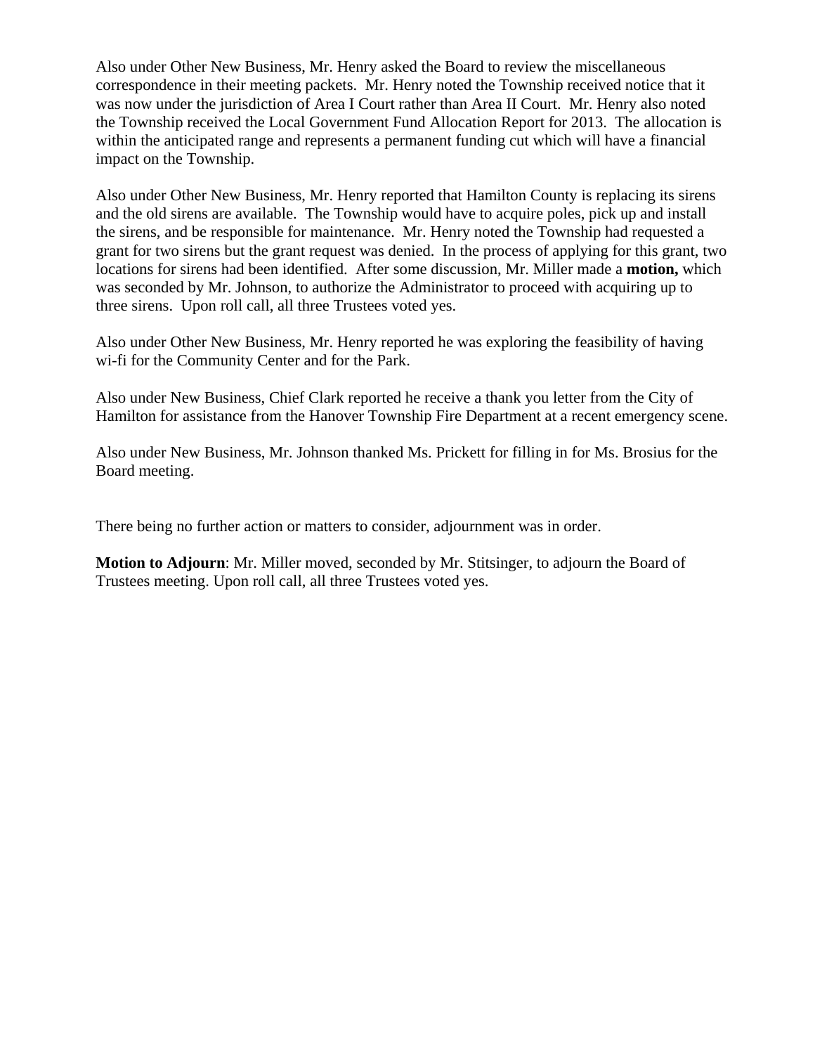Also under Other New Business, Mr. Henry asked the Board to review the miscellaneous correspondence in their meeting packets. Mr. Henry noted the Township received notice that it was now under the jurisdiction of Area I Court rather than Area II Court. Mr. Henry also noted the Township received the Local Government Fund Allocation Report for 2013. The allocation is within the anticipated range and represents a permanent funding cut which will have a financial impact on the Township.

Also under Other New Business, Mr. Henry reported that Hamilton County is replacing its sirens and the old sirens are available. The Township would have to acquire poles, pick up and install the sirens, and be responsible for maintenance. Mr. Henry noted the Township had requested a grant for two sirens but the grant request was denied. In the process of applying for this grant, two locations for sirens had been identified. After some discussion, Mr. Miller made a **motion,** which was seconded by Mr. Johnson, to authorize the Administrator to proceed with acquiring up to three sirens. Upon roll call, all three Trustees voted yes.

Also under Other New Business, Mr. Henry reported he was exploring the feasibility of having wi-fi for the Community Center and for the Park.

Also under New Business, Chief Clark reported he receive a thank you letter from the City of Hamilton for assistance from the Hanover Township Fire Department at a recent emergency scene.

Also under New Business, Mr. Johnson thanked Ms. Prickett for filling in for Ms. Brosius for the Board meeting.

There being no further action or matters to consider, adjournment was in order.

**Motion to Adjourn**: Mr. Miller moved, seconded by Mr. Stitsinger, to adjourn the Board of Trustees meeting. Upon roll call, all three Trustees voted yes.